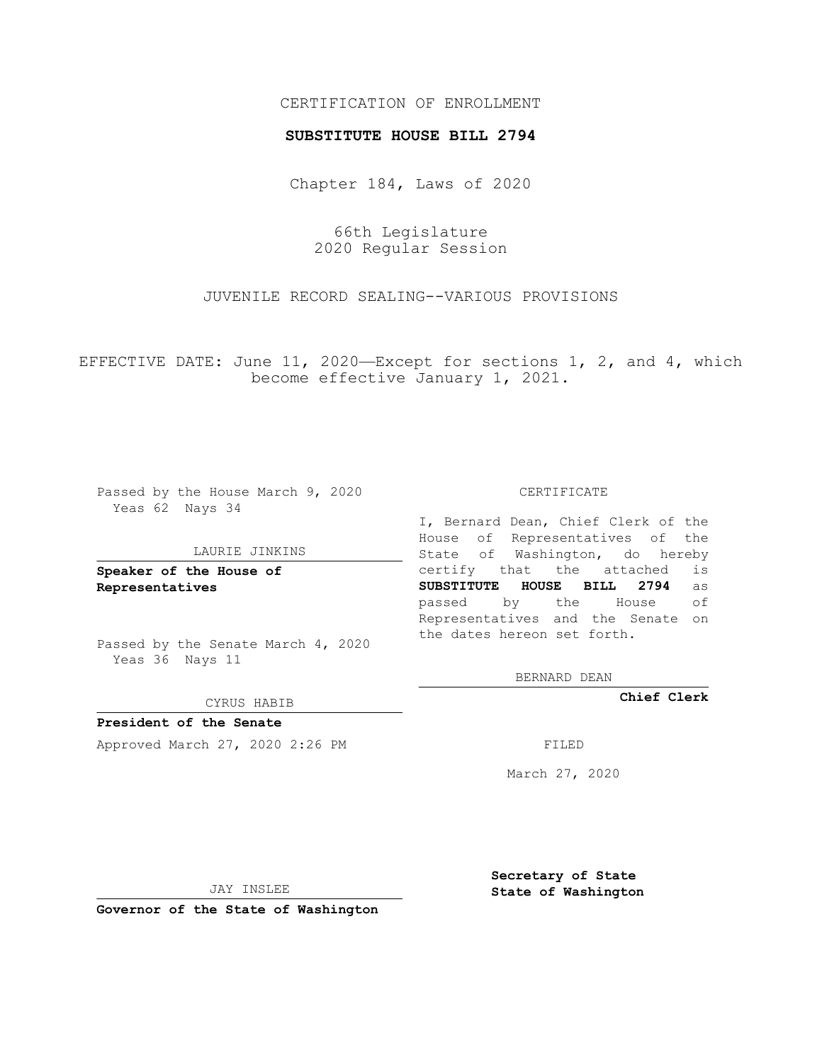CERTIFICATION OF ENROLLMENT

**SUBSTITUTE HOUSE BILL 2794**

Chapter 184, Laws of 2020

66th Legislature
2020 Regular Session

JUVENILE RECORD SEALING--VARIOUS PROVISIONS

EFFECTIVE DATE: June 11, 2020—Except for sections 1, 2, and 4, which become effective January 1, 2021.

Passed by the House March 9, 2020
Yeas 62 Nays 34

LAURIE JINKINS

**Speaker of the House of Representatives**

Passed by the Senate March 4, 2020
Yeas 36 Nays 11

CYRUS HABIB

**President of the Senate**

Approved March 27, 2020 2:26 PM

JAY INSLEE

**Governor of the State of Washington**

CERTIFICATE

I, Bernard Dean, Chief Clerk of the House of Representatives of the State of Washington, do hereby certify that the attached is **SUBSTITUTE HOUSE BILL 2794** as passed by the House of Representatives and the Senate on the dates hereon set forth.

BERNARD DEAN

**Chief Clerk**

FILED

March 27, 2020

**Secretary of State**
**State of Washington**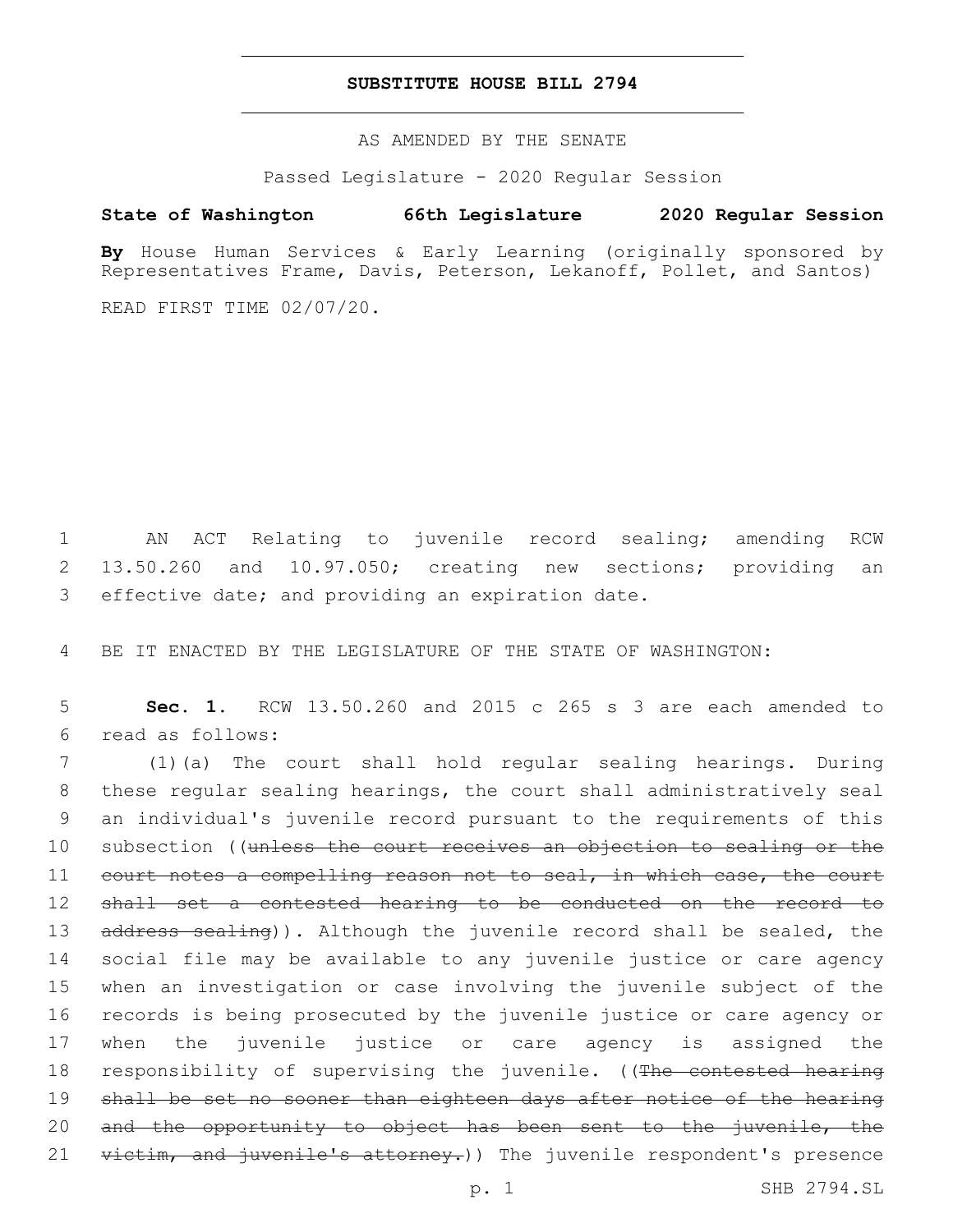# SUBSTITUTE HOUSE BILL 2794

AS AMENDED BY THE SENATE

Passed Legislature - 2020 Regular Session

**State of Washington 66th Legislature 2020 Regular Session**

**By** House Human Services & Early Learning (originally sponsored by Representatives Frame, Davis, Peterson, Lekanoff, Pollet, and Santos)

READ FIRST TIME 02/07/20.

AN ACT Relating to juvenile record sealing; amending RCW 13.50.260 and 10.97.050; creating new sections; providing an effective date; and providing an expiration date.

BE IT ENACTED BY THE LEGISLATURE OF THE STATE OF WASHINGTON:

**Sec. 1.** RCW 13.50.260 and 2015 c 265 s 3 are each amended to read as follows:

(1)(a) The court shall hold regular sealing hearings. During these regular sealing hearings, the court shall administratively seal an individual's juvenile record pursuant to the requirements of this subsection ((~~unless the court receives an objection to sealing or the court notes a compelling reason not to seal, in which case, the court shall set a contested hearing to be conducted on the record to address sealing~~)). Although the juvenile record shall be sealed, the social file may be available to any juvenile justice or care agency when an investigation or case involving the juvenile subject of the records is being prosecuted by the juvenile justice or care agency or when the juvenile justice or care agency is assigned the responsibility of supervising the juvenile. ((~~The contested hearing shall be set no sooner than eighteen days after notice of the hearing and the opportunity to object has been sent to the juvenile, the victim, and juvenile's attorney.~~)) The juvenile respondent's presence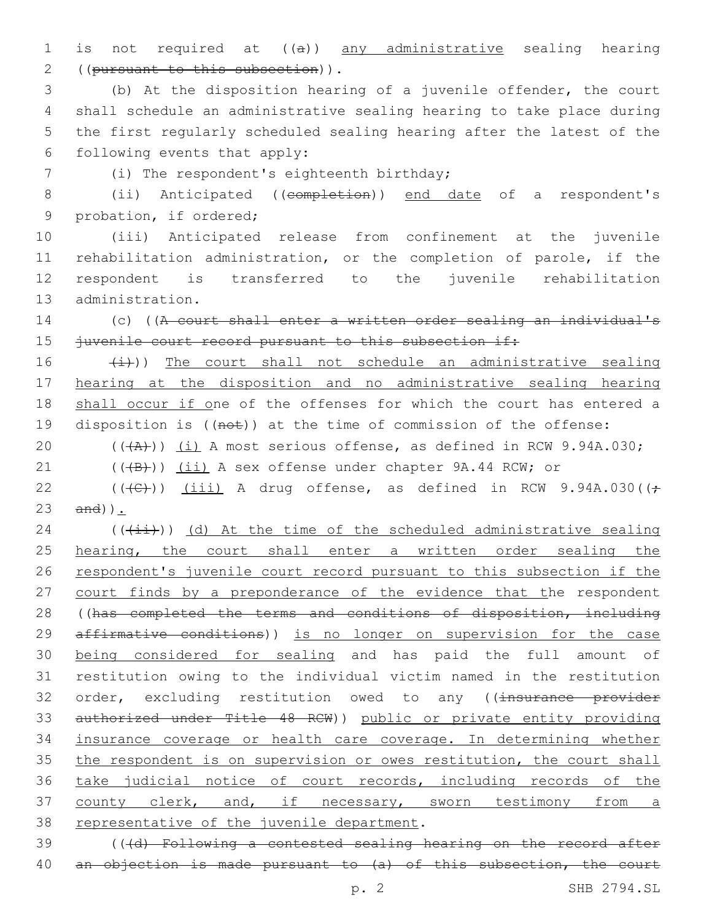is not required at ((a)) any administrative sealing hearing ((~~pursuant to this subsection~~)).

(b) At the disposition hearing of a juvenile offender, the court shall schedule an administrative sealing hearing to take place during the first regularly scheduled sealing hearing after the latest of the following events that apply:

(i) The respondent's eighteenth birthday;

(ii) Anticipated ((~~completion~~)) end date of a respondent's probation, if ordered;

(iii) Anticipated release from confinement at the juvenile rehabilitation administration, or the completion of parole, if the respondent is transferred to the juvenile rehabilitation administration.

(c) ((~~A court shall enter a written order sealing an individual's juvenile court record pursuant to this subsection if:~~

~~(i)~~)) The court shall not schedule an administrative sealing hearing at the disposition and no administrative sealing hearing shall occur if one of the offenses for which the court has entered a disposition is ((~~not~~)) at the time of commission of the offense:

((~~(A)~~)) (i) A most serious offense, as defined in RCW 9.94A.030;

((~~(B)~~)) (ii) A sex offense under chapter 9A.44 RCW; or

((~~(C)~~)) (iii) A drug offense, as defined in RCW 9.94A.030((~~; and~~)).

((~~(ii)~~)) (d) At the time of the scheduled administrative sealing hearing, the court shall enter a written order sealing the respondent's juvenile court record pursuant to this subsection if the court finds by a preponderance of the evidence that the respondent ((~~has completed the terms and conditions of disposition, including affirmative conditions~~)) is no longer on supervision for the case being considered for sealing and has paid the full amount of restitution owing to the individual victim named in the restitution order, excluding restitution owed to any ((~~insurance provider authorized under Title 48 RCW~~)) public or private entity providing insurance coverage or health care coverage. In determining whether the respondent is on supervision or owes restitution, the court shall take judicial notice of court records, including records of the county clerk, and, if necessary, sworn testimony from a representative of the juvenile department.

((~~(d) Following a contested sealing hearing on the record after an objection is made pursuant to (a) of this subsection, the court~~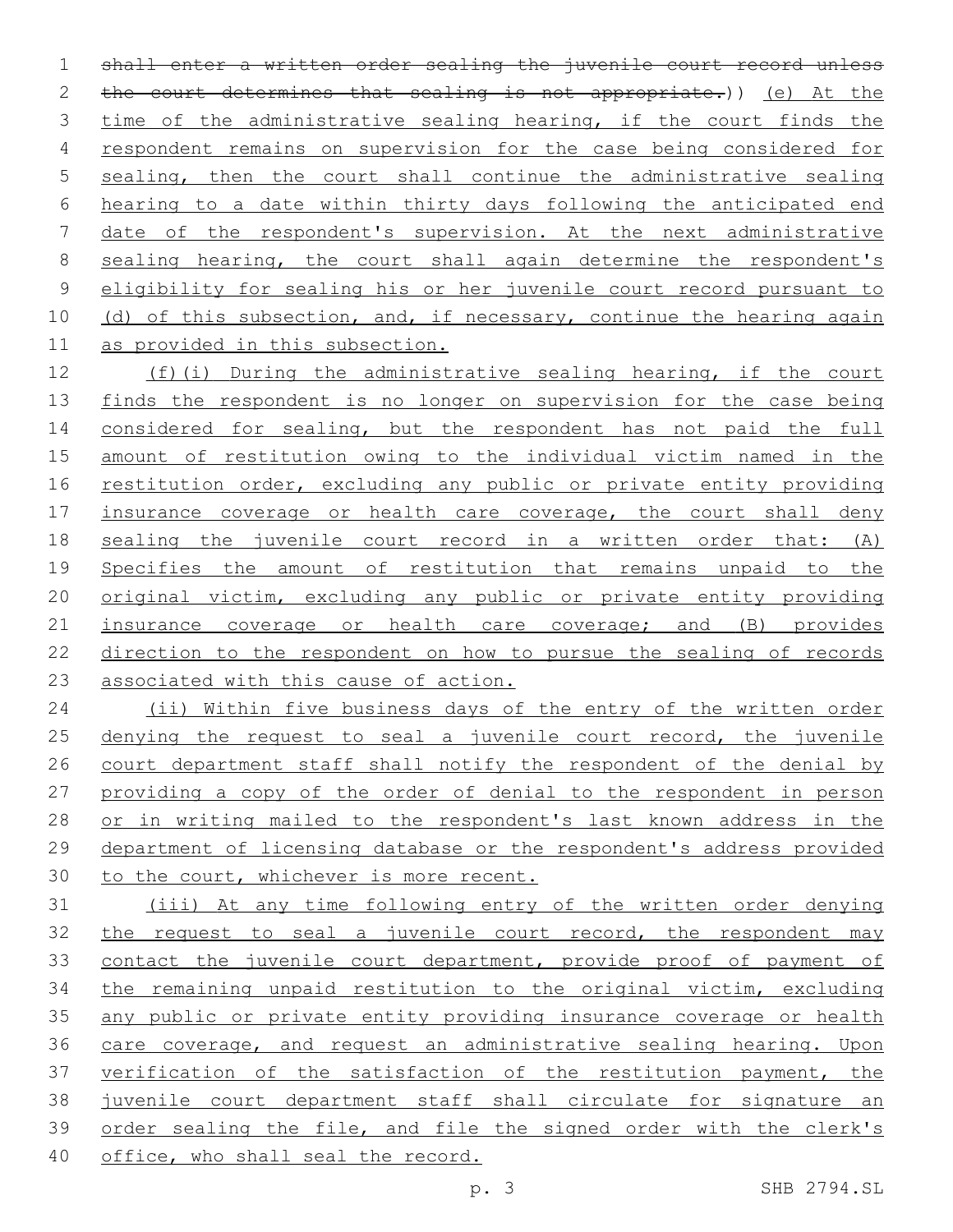~~shall enter a written order sealing the juvenile court record unless the court determines that sealing is not appropriate.~~)) (e) At the time of the administrative sealing hearing, if the court finds the respondent remains on supervision for the case being considered for sealing, then the court shall continue the administrative sealing hearing to a date within thirty days following the anticipated end date of the respondent's supervision. At the next administrative sealing hearing, the court shall again determine the respondent's eligibility for sealing his or her juvenile court record pursuant to (d) of this subsection, and, if necessary, continue the hearing again as provided in this subsection.

(f)(i) During the administrative sealing hearing, if the court finds the respondent is no longer on supervision for the case being considered for sealing, but the respondent has not paid the full amount of restitution owing to the individual victim named in the restitution order, excluding any public or private entity providing insurance coverage or health care coverage, the court shall deny sealing the juvenile court record in a written order that: (A) Specifies the amount of restitution that remains unpaid to the original victim, excluding any public or private entity providing insurance coverage or health care coverage; and (B) provides direction to the respondent on how to pursue the sealing of records associated with this cause of action.

(ii) Within five business days of the entry of the written order denying the request to seal a juvenile court record, the juvenile court department staff shall notify the respondent of the denial by providing a copy of the order of denial to the respondent in person or in writing mailed to the respondent's last known address in the department of licensing database or the respondent's address provided to the court, whichever is more recent.

(iii) At any time following entry of the written order denying the request to seal a juvenile court record, the respondent may contact the juvenile court department, provide proof of payment of the remaining unpaid restitution to the original victim, excluding any public or private entity providing insurance coverage or health care coverage, and request an administrative sealing hearing. Upon verification of the satisfaction of the restitution payment, the juvenile court department staff shall circulate for signature an order sealing the file, and file the signed order with the clerk's office, who shall seal the record.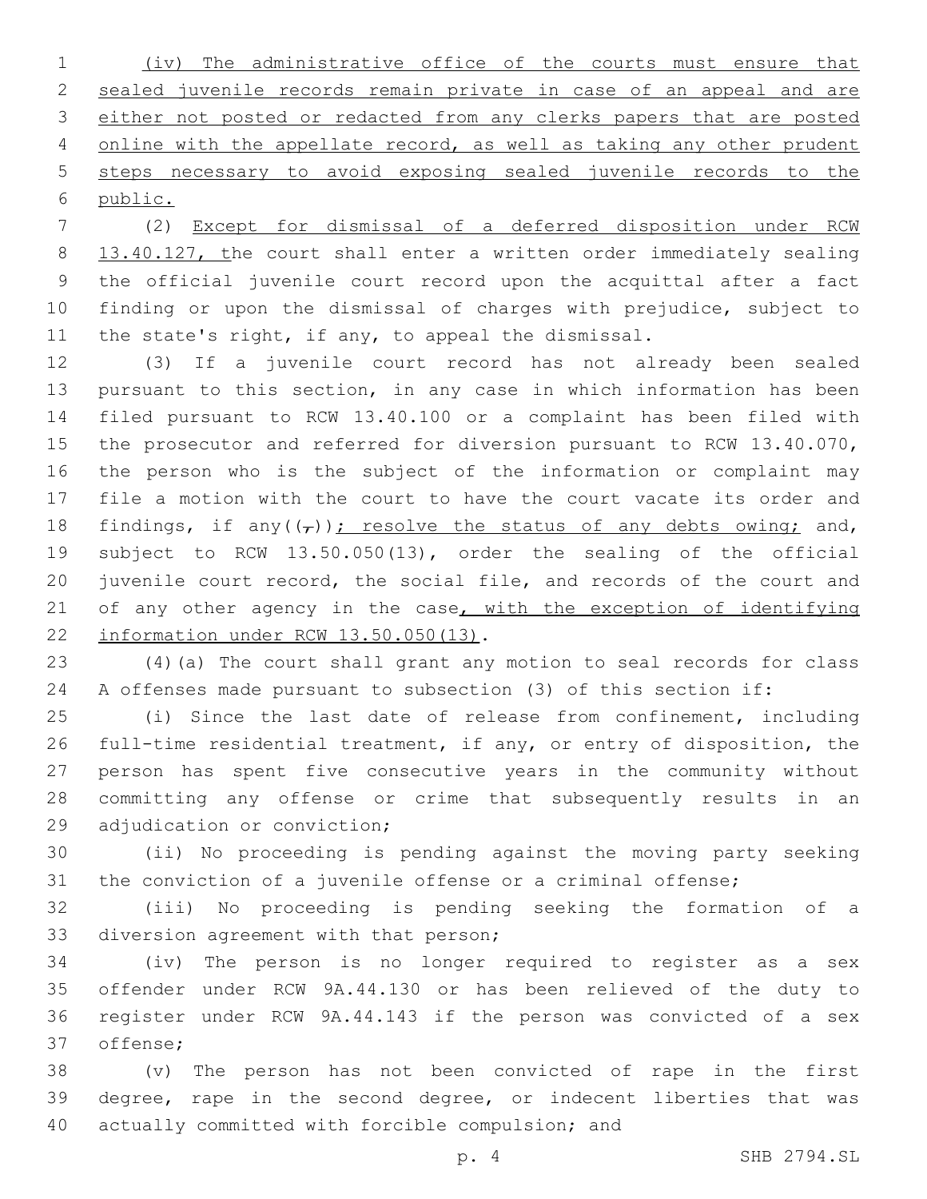(iv) The administrative office of the courts must ensure that sealed juvenile records remain private in case of an appeal and are either not posted or redacted from any clerks papers that are posted online with the appellate record, as well as taking any other prudent steps necessary to avoid exposing sealed juvenile records to the public.

(2) Except for dismissal of a deferred disposition under RCW 13.40.127, the court shall enter a written order immediately sealing the official juvenile court record upon the acquittal after a fact finding or upon the dismissal of charges with prejudice, subject to the state's right, if any, to appeal the dismissal.

(3) If a juvenile court record has not already been sealed pursuant to this section, in any case in which information has been filed pursuant to RCW 13.40.100 or a complaint has been filed with the prosecutor and referred for diversion pursuant to RCW 13.40.070, the person who is the subject of the information or complaint may file a motion with the court to have the court vacate its order and findings, if any((,)); resolve the status of any debts owing; and, subject to RCW 13.50.050(13), order the sealing of the official juvenile court record, the social file, and records of the court and of any other agency in the case, with the exception of identifying information under RCW 13.50.050(13).

(4)(a) The court shall grant any motion to seal records for class A offenses made pursuant to subsection (3) of this section if:

(i) Since the last date of release from confinement, including full-time residential treatment, if any, or entry of disposition, the person has spent five consecutive years in the community without committing any offense or crime that subsequently results in an adjudication or conviction;

(ii) No proceeding is pending against the moving party seeking the conviction of a juvenile offense or a criminal offense;

(iii) No proceeding is pending seeking the formation of a diversion agreement with that person;

(iv) The person is no longer required to register as a sex offender under RCW 9A.44.130 or has been relieved of the duty to register under RCW 9A.44.143 if the person was convicted of a sex offense;

(v) The person has not been convicted of rape in the first degree, rape in the second degree, or indecent liberties that was actually committed with forcible compulsion; and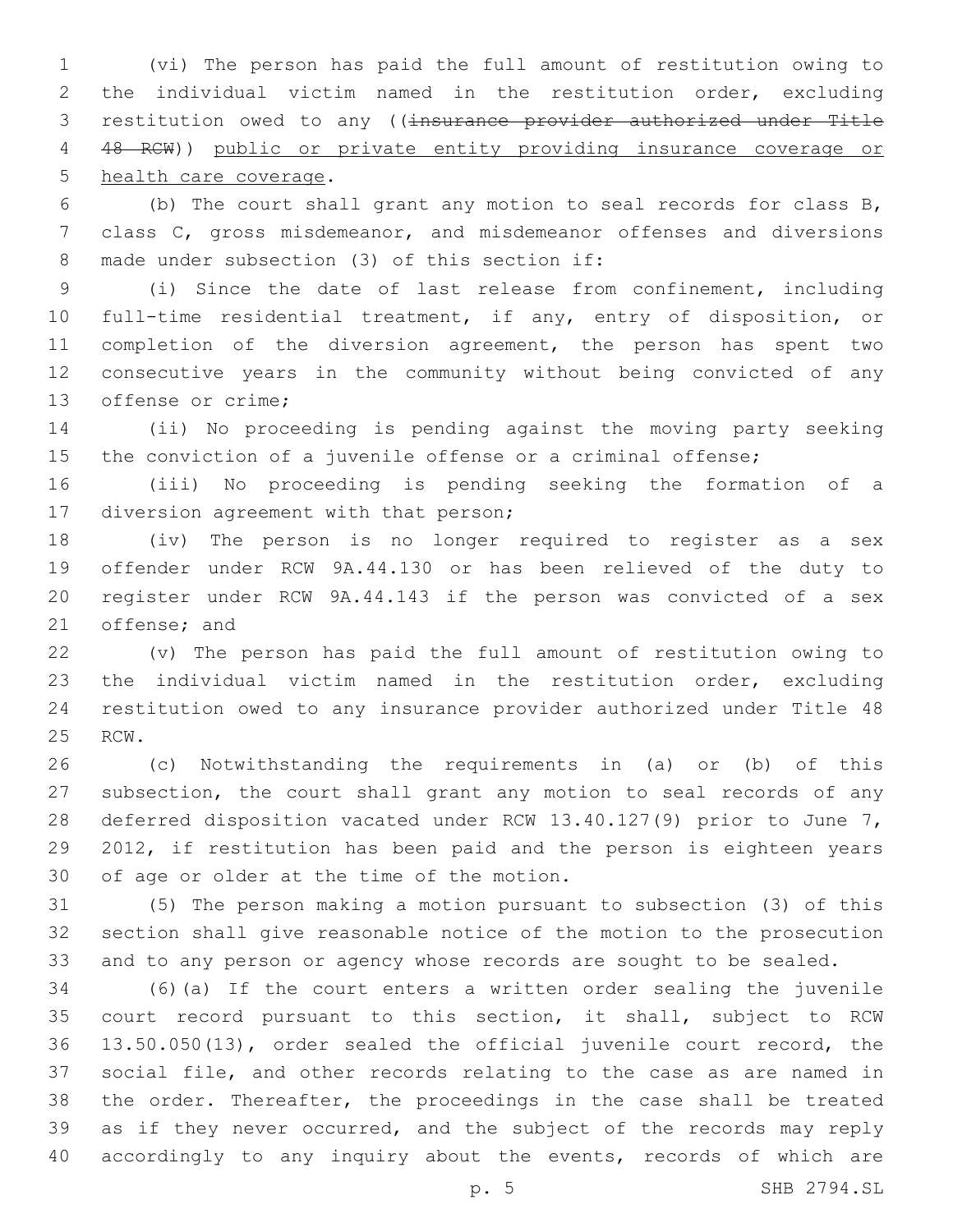(vi) The person has paid the full amount of restitution owing to the individual victim named in the restitution order, excluding restitution owed to any ((~~insurance provider authorized under Title 48 RCW~~)) <u>public or private entity providing insurance coverage or health care coverage</u>.

(b) The court shall grant any motion to seal records for class B, class C, gross misdemeanor, and misdemeanor offenses and diversions made under subsection (3) of this section if:

(i) Since the date of last release from confinement, including full-time residential treatment, if any, entry of disposition, or completion of the diversion agreement, the person has spent two consecutive years in the community without being convicted of any offense or crime;

(ii) No proceeding is pending against the moving party seeking the conviction of a juvenile offense or a criminal offense;

(iii) No proceeding is pending seeking the formation of a diversion agreement with that person;

(iv) The person is no longer required to register as a sex offender under RCW 9A.44.130 or has been relieved of the duty to register under RCW 9A.44.143 if the person was convicted of a sex offense; and

(v) The person has paid the full amount of restitution owing to the individual victim named in the restitution order, excluding restitution owed to any insurance provider authorized under Title 48 RCW.

(c) Notwithstanding the requirements in (a) or (b) of this subsection, the court shall grant any motion to seal records of any deferred disposition vacated under RCW 13.40.127(9) prior to June 7, 2012, if restitution has been paid and the person is eighteen years of age or older at the time of the motion.

(5) The person making a motion pursuant to subsection (3) of this section shall give reasonable notice of the motion to the prosecution and to any person or agency whose records are sought to be sealed.

(6)(a) If the court enters a written order sealing the juvenile court record pursuant to this section, it shall, subject to RCW 13.50.050(13), order sealed the official juvenile court record, the social file, and other records relating to the case as are named in the order. Thereafter, the proceedings in the case shall be treated as if they never occurred, and the subject of the records may reply accordingly to any inquiry about the events, records of which are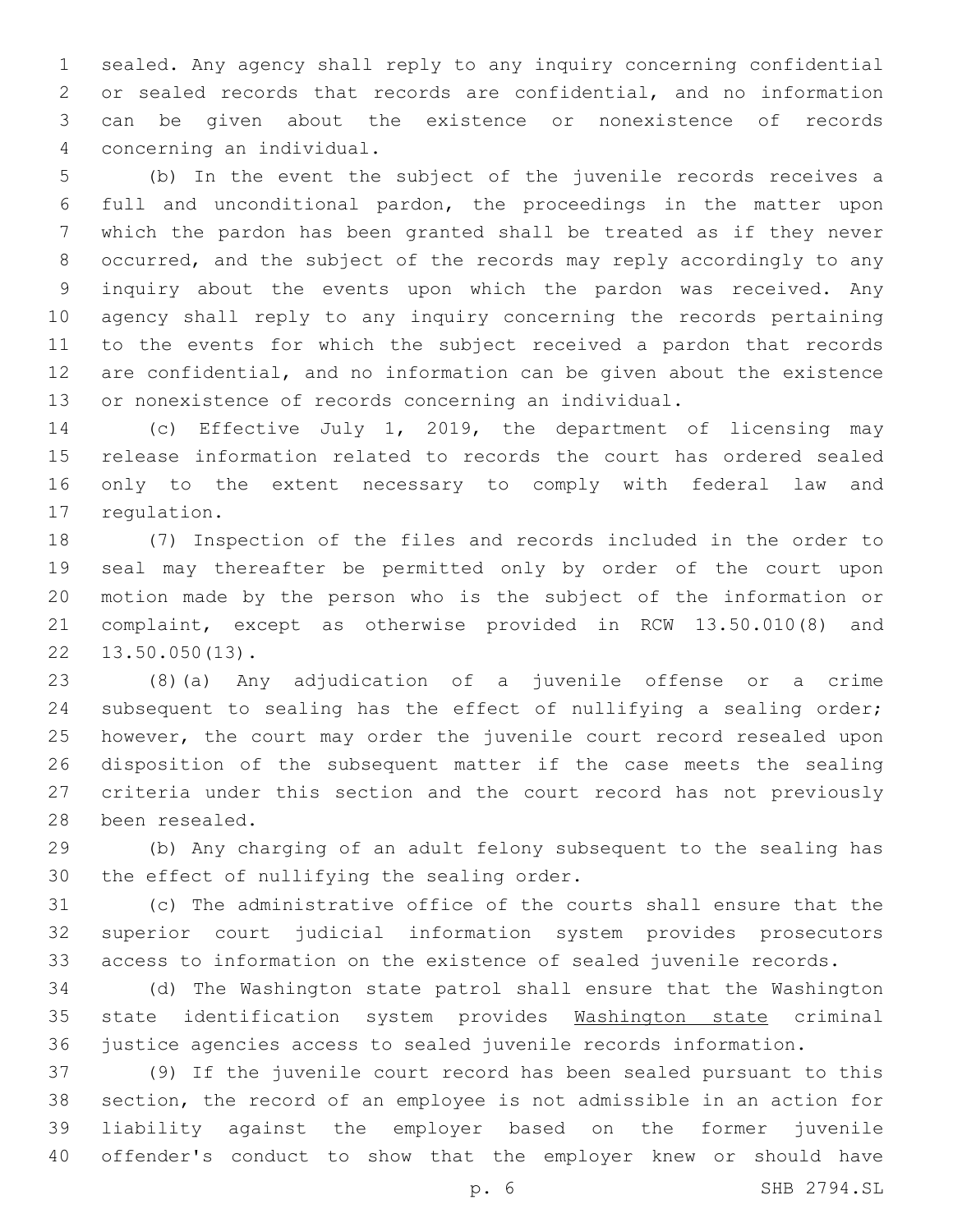sealed. Any agency shall reply to any inquiry concerning confidential or sealed records that records are confidential, and no information can be given about the existence or nonexistence of records concerning an individual.

(b) In the event the subject of the juvenile records receives a full and unconditional pardon, the proceedings in the matter upon which the pardon has been granted shall be treated as if they never occurred, and the subject of the records may reply accordingly to any inquiry about the events upon which the pardon was received. Any agency shall reply to any inquiry concerning the records pertaining to the events for which the subject received a pardon that records are confidential, and no information can be given about the existence or nonexistence of records concerning an individual.

(c) Effective July 1, 2019, the department of licensing may release information related to records the court has ordered sealed only to the extent necessary to comply with federal law and regulation.

(7) Inspection of the files and records included in the order to seal may thereafter be permitted only by order of the court upon motion made by the person who is the subject of the information or complaint, except as otherwise provided in RCW 13.50.010(8) and 13.50.050(13).

(8)(a) Any adjudication of a juvenile offense or a crime subsequent to sealing has the effect of nullifying a sealing order; however, the court may order the juvenile court record resealed upon disposition of the subsequent matter if the case meets the sealing criteria under this section and the court record has not previously been resealed.

(b) Any charging of an adult felony subsequent to the sealing has the effect of nullifying the sealing order.

(c) The administrative office of the courts shall ensure that the superior court judicial information system provides prosecutors access to information on the existence of sealed juvenile records.

(d) The Washington state patrol shall ensure that the Washington state identification system provides <u>Washington state</u> criminal justice agencies access to sealed juvenile records information.

(9) If the juvenile court record has been sealed pursuant to this section, the record of an employee is not admissible in an action for liability against the employer based on the former juvenile offender's conduct to show that the employer knew or should have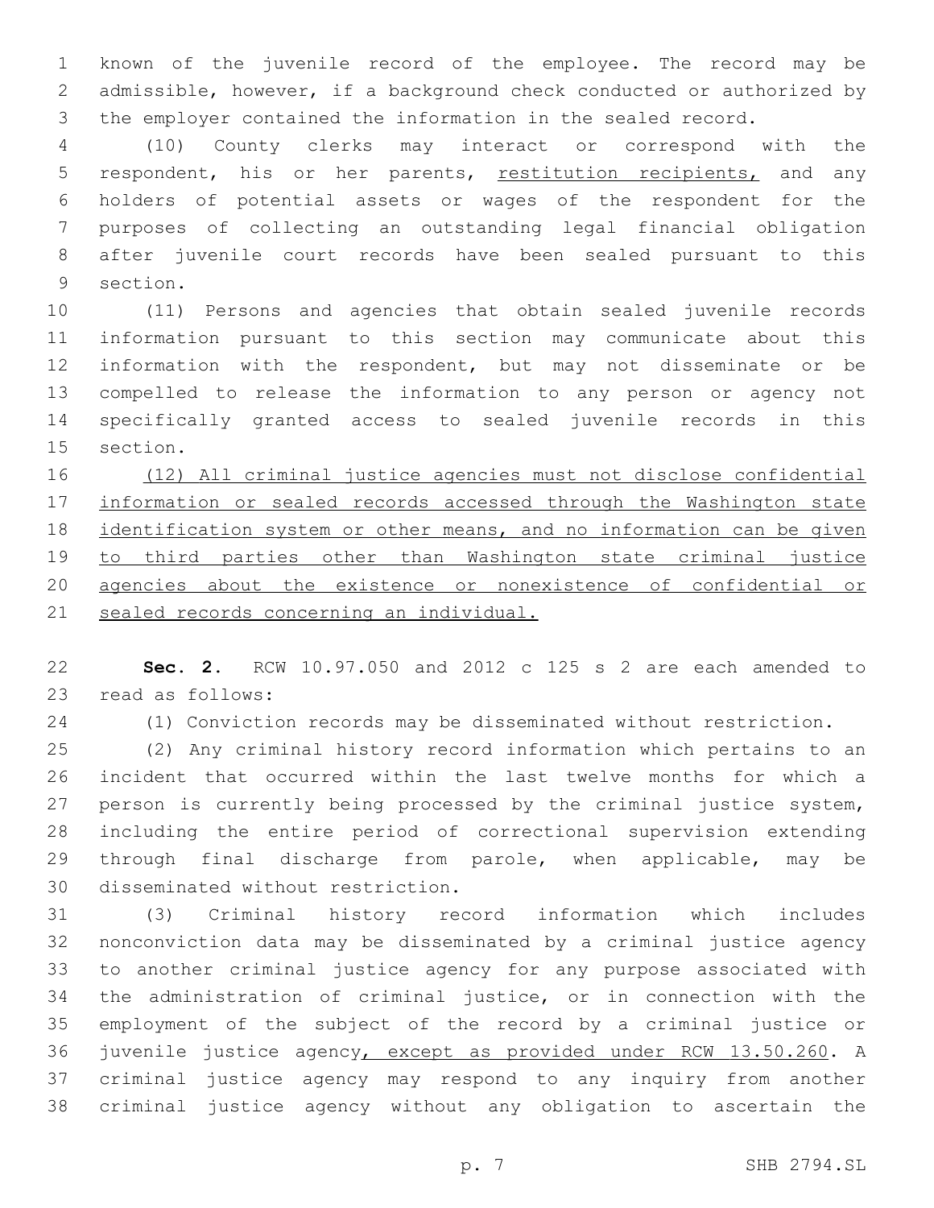known of the juvenile record of the employee. The record may be admissible, however, if a background check conducted or authorized by the employer contained the information in the sealed record.

(10) County clerks may interact or correspond with the respondent, his or her parents, <u>restitution recipients,</u> and any holders of potential assets or wages of the respondent for the purposes of collecting an outstanding legal financial obligation after juvenile court records have been sealed pursuant to this section.

(11) Persons and agencies that obtain sealed juvenile records information pursuant to this section may communicate about this information with the respondent, but may not disseminate or be compelled to release the information to any person or agency not specifically granted access to sealed juvenile records in this section.

<u>(12) All criminal justice agencies must not disclose confidential information or sealed records accessed through the Washington state identification system or other means, and no information can be given to third parties other than Washington state criminal justice agencies about the existence or nonexistence of confidential or sealed records concerning an individual.</u>

**Sec. 2.** RCW 10.97.050 and 2012 c 125 s 2 are each amended to read as follows:

(1) Conviction records may be disseminated without restriction.

(2) Any criminal history record information which pertains to an incident that occurred within the last twelve months for which a person is currently being processed by the criminal justice system, including the entire period of correctional supervision extending through final discharge from parole, when applicable, may be disseminated without restriction.

(3) Criminal history record information which includes nonconviction data may be disseminated by a criminal justice agency to another criminal justice agency for any purpose associated with the administration of criminal justice, or in connection with the employment of the subject of the record by a criminal justice or juvenile justice agency<u>, except as provided under RCW 13.50.260</u>. A criminal justice agency may respond to any inquiry from another criminal justice agency without any obligation to ascertain the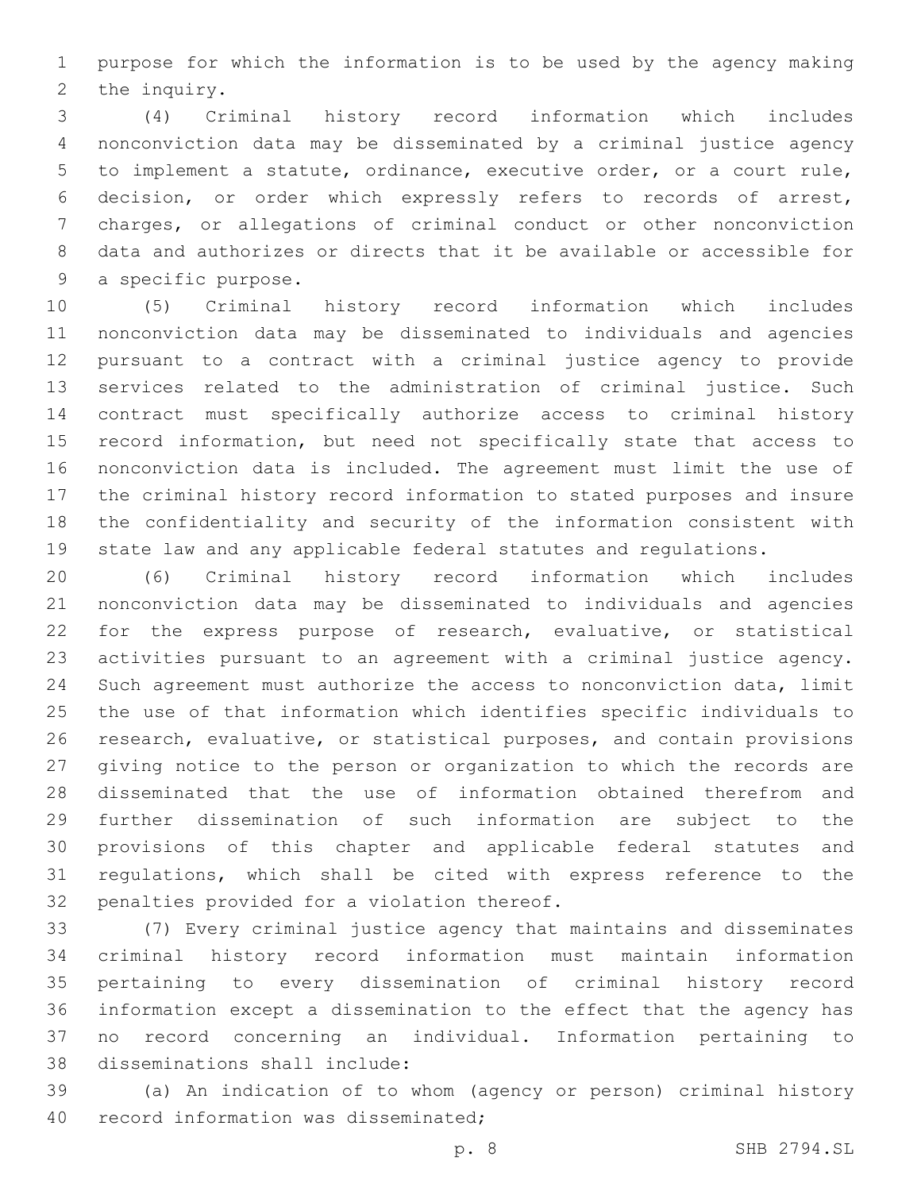purpose for which the information is to be used by the agency making the inquiry.

(4) Criminal history record information which includes nonconviction data may be disseminated by a criminal justice agency to implement a statute, ordinance, executive order, or a court rule, decision, or order which expressly refers to records of arrest, charges, or allegations of criminal conduct or other nonconviction data and authorizes or directs that it be available or accessible for a specific purpose.

(5) Criminal history record information which includes nonconviction data may be disseminated to individuals and agencies pursuant to a contract with a criminal justice agency to provide services related to the administration of criminal justice. Such contract must specifically authorize access to criminal history record information, but need not specifically state that access to nonconviction data is included. The agreement must limit the use of the criminal history record information to stated purposes and insure the confidentiality and security of the information consistent with state law and any applicable federal statutes and regulations.

(6) Criminal history record information which includes nonconviction data may be disseminated to individuals and agencies for the express purpose of research, evaluative, or statistical activities pursuant to an agreement with a criminal justice agency. Such agreement must authorize the access to nonconviction data, limit the use of that information which identifies specific individuals to research, evaluative, or statistical purposes, and contain provisions giving notice to the person or organization to which the records are disseminated that the use of information obtained therefrom and further dissemination of such information are subject to the provisions of this chapter and applicable federal statutes and regulations, which shall be cited with express reference to the penalties provided for a violation thereof.

(7) Every criminal justice agency that maintains and disseminates criminal history record information must maintain information pertaining to every dissemination of criminal history record information except a dissemination to the effect that the agency has no record concerning an individual. Information pertaining to disseminations shall include:

(a) An indication of to whom (agency or person) criminal history record information was disseminated;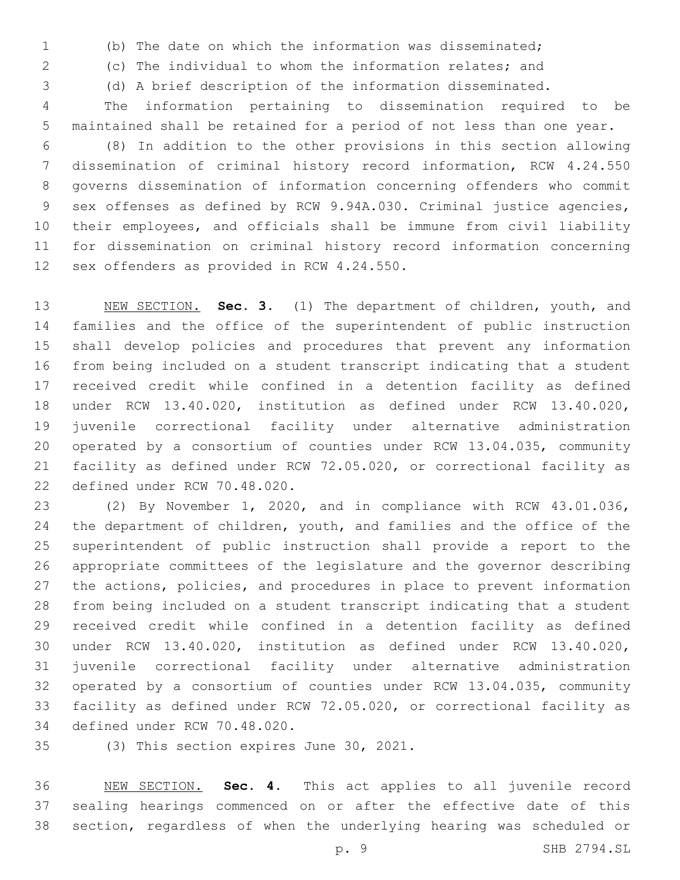(b) The date on which the information was disseminated;

(c) The individual to whom the information relates; and

(d) A brief description of the information disseminated.

The information pertaining to dissemination required to be maintained shall be retained for a period of not less than one year.

(8) In addition to the other provisions in this section allowing dissemination of criminal history record information, RCW 4.24.550 governs dissemination of information concerning offenders who commit sex offenses as defined by RCW 9.94A.030. Criminal justice agencies, their employees, and officials shall be immune from civil liability for dissemination on criminal history record information concerning sex offenders as provided in RCW 4.24.550.

NEW SECTION. **Sec. 3.** (1) The department of children, youth, and families and the office of the superintendent of public instruction shall develop policies and procedures that prevent any information from being included on a student transcript indicating that a student received credit while confined in a detention facility as defined under RCW 13.40.020, institution as defined under RCW 13.40.020, juvenile correctional facility under alternative administration operated by a consortium of counties under RCW 13.04.035, community facility as defined under RCW 72.05.020, or correctional facility as defined under RCW 70.48.020.

(2) By November 1, 2020, and in compliance with RCW 43.01.036, the department of children, youth, and families and the office of the superintendent of public instruction shall provide a report to the appropriate committees of the legislature and the governor describing the actions, policies, and procedures in place to prevent information from being included on a student transcript indicating that a student received credit while confined in a detention facility as defined under RCW 13.40.020, institution as defined under RCW 13.40.020, juvenile correctional facility under alternative administration operated by a consortium of counties under RCW 13.04.035, community facility as defined under RCW 72.05.020, or correctional facility as defined under RCW 70.48.020.

(3) This section expires June 30, 2021.

NEW SECTION. **Sec. 4.** This act applies to all juvenile record sealing hearings commenced on or after the effective date of this section, regardless of when the underlying hearing was scheduled or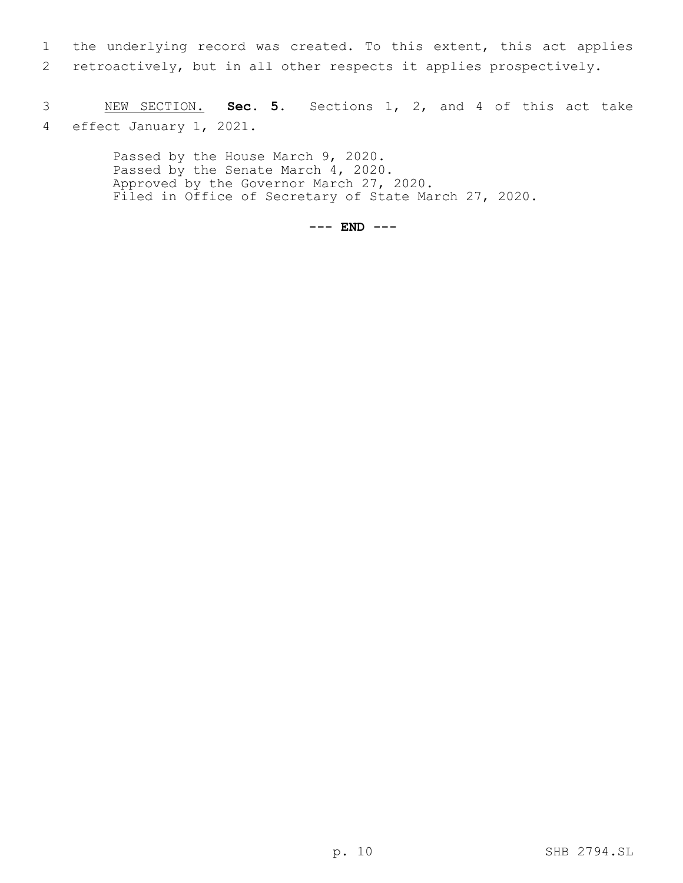the underlying record was created. To this extent, this act applies retroactively, but in all other respects it applies prospectively.

NEW SECTION. **Sec. 5.** Sections 1, 2, and 4 of this act take effect January 1, 2021.

Passed by the House March 9, 2020.
Passed by the Senate March 4, 2020.
Approved by the Governor March 27, 2020.
Filed in Office of Secretary of State March 27, 2020.

**--- END ---**